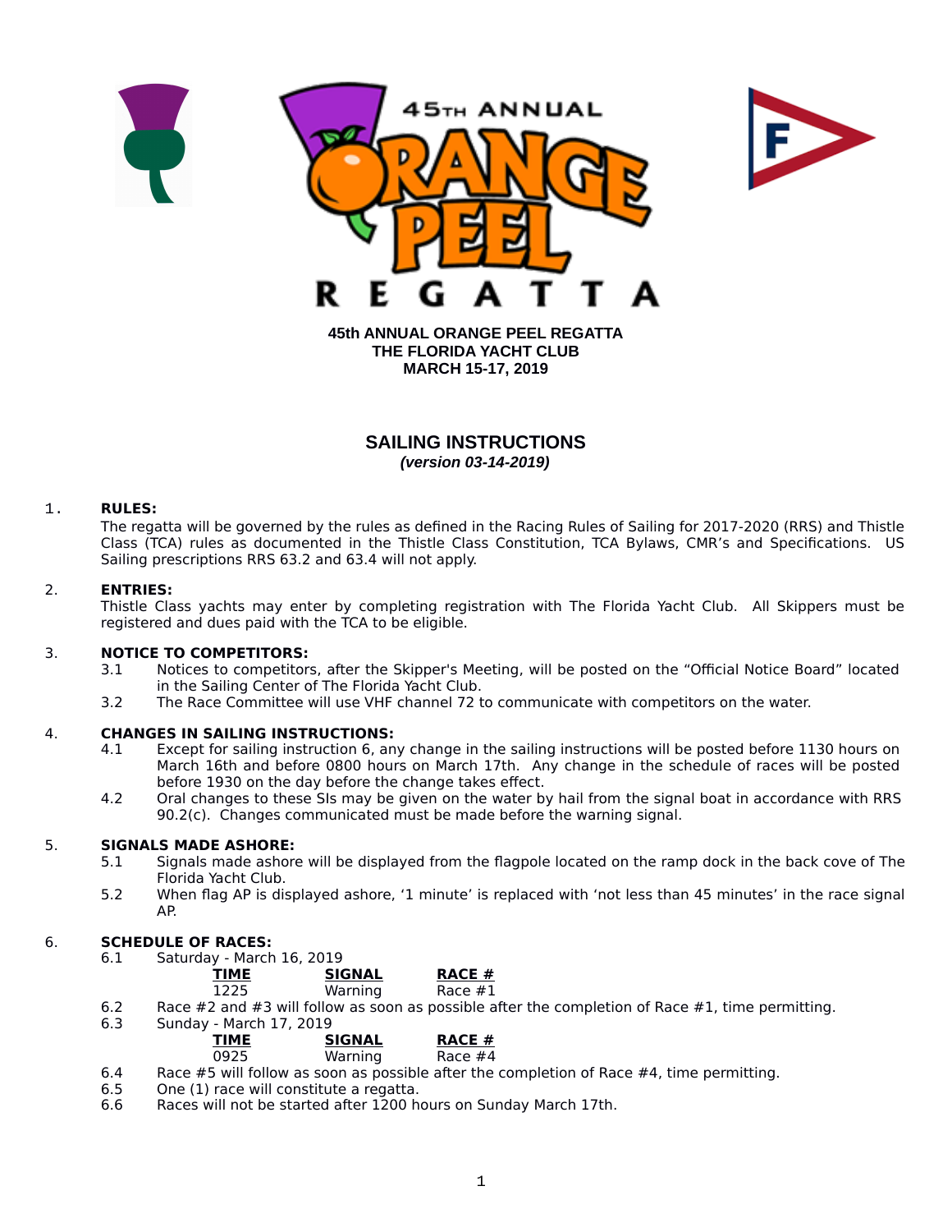**45th ANNUAL ORANGE PEEL REGATTA**
**THE FLORIDA YACHT CLUB**
**MARCH 15-17, 2019**

# SAILING INSTRUCTIONS

***(version 03-14-2019)***

1. **RULES:**
The regatta will be governed by the rules as defined in the Racing Rules of Sailing for 2017-2020 (RRS) and Thistle Class (TCA) rules as documented in the Thistle Class Constitution, TCA Bylaws, CMR's and Specifications. US Sailing prescriptions RRS 63.2 and 63.4 will not apply.

2. **ENTRIES:**
Thistle Class yachts may enter by completing registration with The Florida Yacht Club. All Skippers must be registered and dues paid with the TCA to be eligible.

3. **NOTICE TO COMPETITORS:**
   - 3.1 Notices to competitors, after the Skipper's Meeting, will be posted on the "Official Notice Board" located in the Sailing Center of The Florida Yacht Club.
   - 3.2 The Race Committee will use VHF channel 72 to communicate with competitors on the water.

4. **CHANGES IN SAILING INSTRUCTIONS:**
   - 4.1 Except for sailing instruction 6, any change in the sailing instructions will be posted before 1130 hours on March 16th and before 0800 hours on March 17th. Any change in the schedule of races will be posted before 1930 on the day before the change takes effect.
   - 4.2 Oral changes to these SIs may be given on the water by hail from the signal boat in accordance with RRS 90.2(c). Changes communicated must be made before the warning signal.

5. **SIGNALS MADE ASHORE:**
   - 5.1 Signals made ashore will be displayed from the flagpole located on the ramp dock in the back cove of The Florida Yacht Club.
   - 5.2 When flag AP is displayed ashore, '1 minute' is replaced with 'not less than 45 minutes' in the race signal AP.

6. **SCHEDULE OF RACES:**
   - 6.1 Saturday - March 16, 2019

| TIME | SIGNAL | RACE # |
|---|---|---|
| 1225 | Warning | Race #1 |

   - 6.2 Race #2 and #3 will follow as soon as possible after the completion of Race #1, time permitting.
   - 6.3 Sunday - March 17, 2019

| TIME | SIGNAL | RACE # |
|---|---|---|
| 0925 | Warning | Race #4 |

   - 6.4 Race #5 will follow as soon as possible after the completion of Race #4, time permitting.
   - 6.5 One (1) race will constitute a regatta.
   - 6.6 Races will not be started after 1200 hours on Sunday March 17th.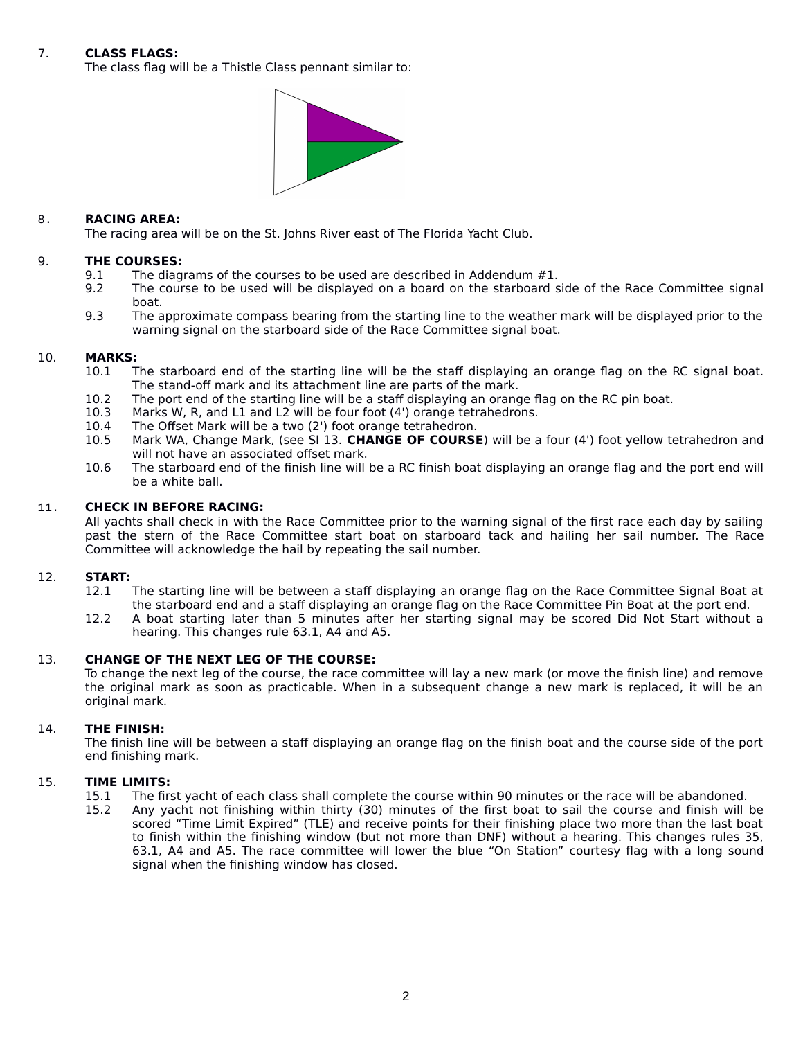7. **CLASS FLAGS:**
The class flag will be a Thistle Class pennant similar to:

8. **RACING AREA:**
The racing area will be on the St. Johns River east of The Florida Yacht Club.

9. **THE COURSES:**
- 9.1 The diagrams of the courses to be used are described in Addendum #1.
- 9.2 The course to be used will be displayed on a board on the starboard side of the Race Committee signal boat.
- 9.3 The approximate compass bearing from the starting line to the weather mark will be displayed prior to the warning signal on the starboard side of the Race Committee signal boat.

10. **MARKS:**
- 10.1 The starboard end of the starting line will be the staff displaying an orange flag on the RC signal boat. The stand-off mark and its attachment line are parts of the mark.
- 10.2 The port end of the starting line will be a staff displaying an orange flag on the RC pin boat.
- 10.3 Marks W, R, and L1 and L2 will be four foot (4') orange tetrahedrons.
- 10.4 The Offset Mark will be a two (2') foot orange tetrahedron.
- 10.5 Mark WA, Change Mark, (see SI 13. **CHANGE OF COURSE**) will be a four (4') foot yellow tetrahedron and will not have an associated offset mark.
- 10.6 The starboard end of the finish line will be a RC finish boat displaying an orange flag and the port end will be a white ball.

11. **CHECK IN BEFORE RACING:**
All yachts shall check in with the Race Committee prior to the warning signal of the first race each day by sailing past the stern of the Race Committee start boat on starboard tack and hailing her sail number. The Race Committee will acknowledge the hail by repeating the sail number.

12. **START:**
- 12.1 The starting line will be between a staff displaying an orange flag on the Race Committee Signal Boat at the starboard end and a staff displaying an orange flag on the Race Committee Pin Boat at the port end.
- 12.2 A boat starting later than 5 minutes after her starting signal may be scored Did Not Start without a hearing. This changes rule 63.1, A4 and A5.

13. **CHANGE OF THE NEXT LEG OF THE COURSE:**
To change the next leg of the course, the race committee will lay a new mark (or move the finish line) and remove the original mark as soon as practicable. When in a subsequent change a new mark is replaced, it will be an original mark.

14. **THE FINISH:**
The finish line will be between a staff displaying an orange flag on the finish boat and the course side of the port end finishing mark.

15. **TIME LIMITS:**
- 15.1 The first yacht of each class shall complete the course within 90 minutes or the race will be abandoned.
- 15.2 Any yacht not finishing within thirty (30) minutes of the first boat to sail the course and finish will be scored "Time Limit Expired" (TLE) and receive points for their finishing place two more than the last boat to finish within the finishing window (but not more than DNF) without a hearing. This changes rules 35, 63.1, A4 and A5. The race committee will lower the blue "On Station" courtesy flag with a long sound signal when the finishing window has closed.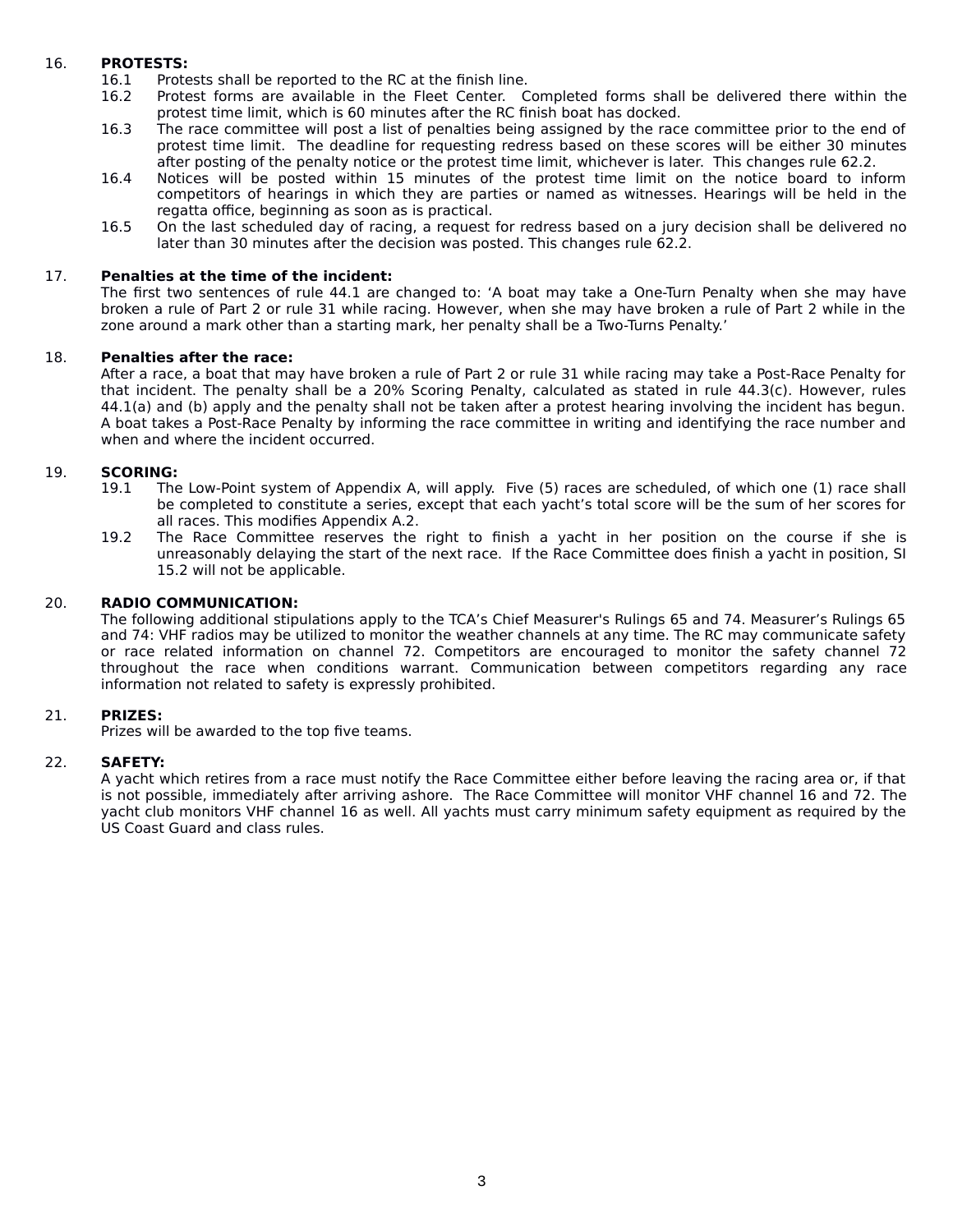16. **PROTESTS:**

16.1 Protests shall be reported to the RC at the finish line.

16.2 Protest forms are available in the Fleet Center. Completed forms shall be delivered there within the protest time limit, which is 60 minutes after the RC finish boat has docked.

16.3 The race committee will post a list of penalties being assigned by the race committee prior to the end of protest time limit. The deadline for requesting redress based on these scores will be either 30 minutes after posting of the penalty notice or the protest time limit, whichever is later. This changes rule 62.2.

16.4 Notices will be posted within 15 minutes of the protest time limit on the notice board to inform competitors of hearings in which they are parties or named as witnesses. Hearings will be held in the regatta office, beginning as soon as is practical.

16.5 On the last scheduled day of racing, a request for redress based on a jury decision shall be delivered no later than 30 minutes after the decision was posted. This changes rule 62.2.

17. **Penalties at the time of the incident:**

The first two sentences of rule 44.1 are changed to: 'A boat may take a One-Turn Penalty when she may have broken a rule of Part 2 or rule 31 while racing. However, when she may have broken a rule of Part 2 while in the zone around a mark other than a starting mark, her penalty shall be a Two-Turns Penalty.'

18. **Penalties after the race:**

After a race, a boat that may have broken a rule of Part 2 or rule 31 while racing may take a Post-Race Penalty for that incident. The penalty shall be a 20% Scoring Penalty, calculated as stated in rule 44.3(c). However, rules 44.1(a) and (b) apply and the penalty shall not be taken after a protest hearing involving the incident has begun. A boat takes a Post-Race Penalty by informing the race committee in writing and identifying the race number and when and where the incident occurred.

19. **SCORING:**

19.1 The Low-Point system of Appendix A, will apply. Five (5) races are scheduled, of which one (1) race shall be completed to constitute a series, except that each yacht's total score will be the sum of her scores for all races. This modifies Appendix A.2.

19.2 The Race Committee reserves the right to finish a yacht in her position on the course if she is unreasonably delaying the start of the next race. If the Race Committee does finish a yacht in position, SI 15.2 will not be applicable.

20. **RADIO COMMUNICATION:**

The following additional stipulations apply to the TCA's Chief Measurer's Rulings 65 and 74. Measurer's Rulings 65 and 74: VHF radios may be utilized to monitor the weather channels at any time. The RC may communicate safety or race related information on channel 72. Competitors are encouraged to monitor the safety channel 72 throughout the race when conditions warrant. Communication between competitors regarding any race information not related to safety is expressly prohibited.

21. **PRIZES:**

Prizes will be awarded to the top five teams.

22. **SAFETY:**

A yacht which retires from a race must notify the Race Committee either before leaving the racing area or, if that is not possible, immediately after arriving ashore. The Race Committee will monitor VHF channel 16 and 72. The yacht club monitors VHF channel 16 as well. All yachts must carry minimum safety equipment as required by the US Coast Guard and class rules.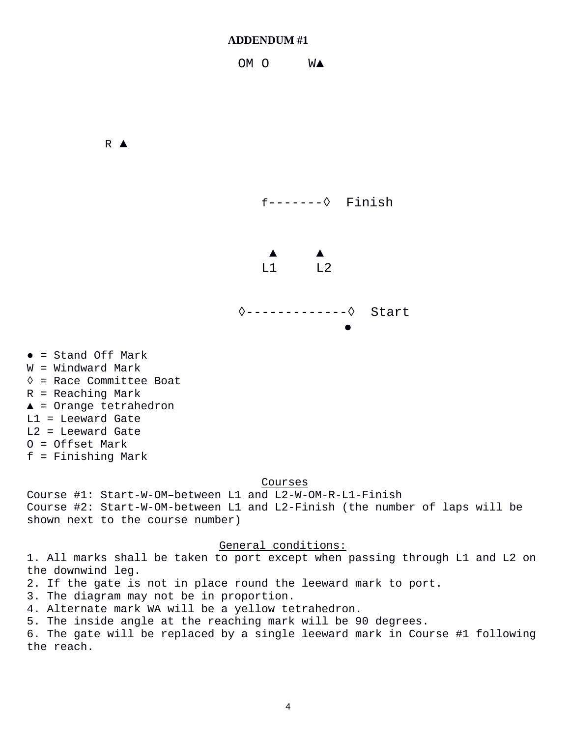**ADDENDUM #1**

```
                                 OM O     W▲





          R ▲




                                     f-------◊  Finish




                                      ▲      ▲
                                     L1     L2



                                 ◊------------◊  Start
                                              ●
```

● = Stand Off Mark
W = Windward Mark
◊ = Race Committee Boat
R = Reaching Mark
▲ = Orange tetrahedron
L1 = Leeward Gate
L2 = Leeward Gate
O = Offset Mark
f = Finishing Mark

<u>Courses</u>

Course #1: Start-W-OM–between L1 and L2-W-OM-R-L1-Finish
Course #2: Start-W-OM-between L1 and L2-Finish (the number of laps will be shown next to the course number)

<u>General conditions:</u>

1. All marks shall be taken to port except when passing through L1 and L2 on the downwind leg.
2. If the gate is not in place round the leeward mark to port.
3. The diagram may not be in proportion.
4. Alternate mark WA will be a yellow tetrahedron.
5. The inside angle at the reaching mark will be 90 degrees.
6. The gate will be replaced by a single leeward mark in Course #1 following the reach.